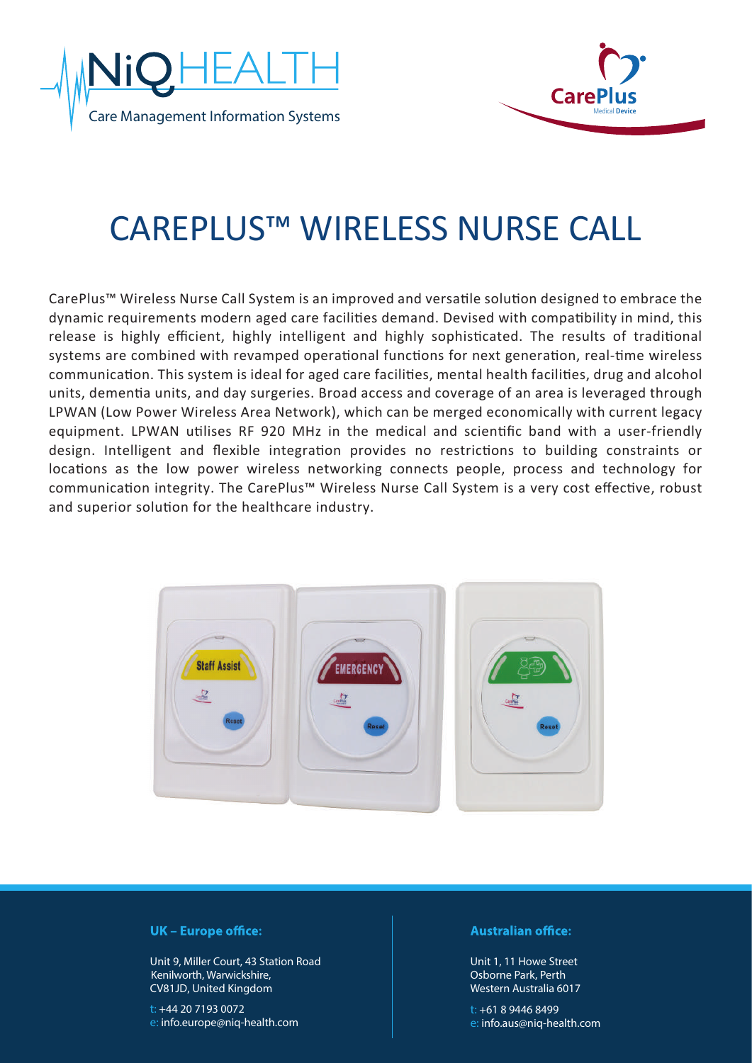NiQHEALTH

Care Management Information Systems

CarePlus Medical Device

# CAREPLUS™ WIRELESS NURSE CALL

CarePlus™ Wireless Nurse Call System is an improved and versatile solution designed to embrace the dynamic requirements modern aged care facilities demand. Devised with compatibility in mind, this release is highly efficient, highly intelligent and highly sophisticated. The results of traditional systems are combined with revamped operational functions for next generation, real-time wireless communication. This system is ideal for aged care facilities, mental health facilities, drug and alcohol units, dementia units, and day surgeries. Broad access and coverage of an area is leveraged through LPWAN (Low Power Wireless Area Network), which can be merged economically with current legacy equipment. LPWAN utilises RF 920 MHz in the medical and scientific band with a user-friendly design. Intelligent and flexible integration provides no restrictions to building constraints or locations as the low power wireless networking connects people, process and technology for communication integrity. The CarePlus™ Wireless Nurse Call System is a very cost effective, robust and superior solution for the healthcare industry.

**UK – Europe office:**

Unit 9, Miller Court, 43 Station Road
Kenilworth, Warwickshire,
CV81JD, United Kingdom

t: +44 20 7193 0072
e: info.europe@niq-health.com

**Australian office:**

Unit 1, 11 Howe Street
Osborne Park, Perth
Western Australia 6017

t: +61 8 9446 8499
e: info.aus@niq-health.com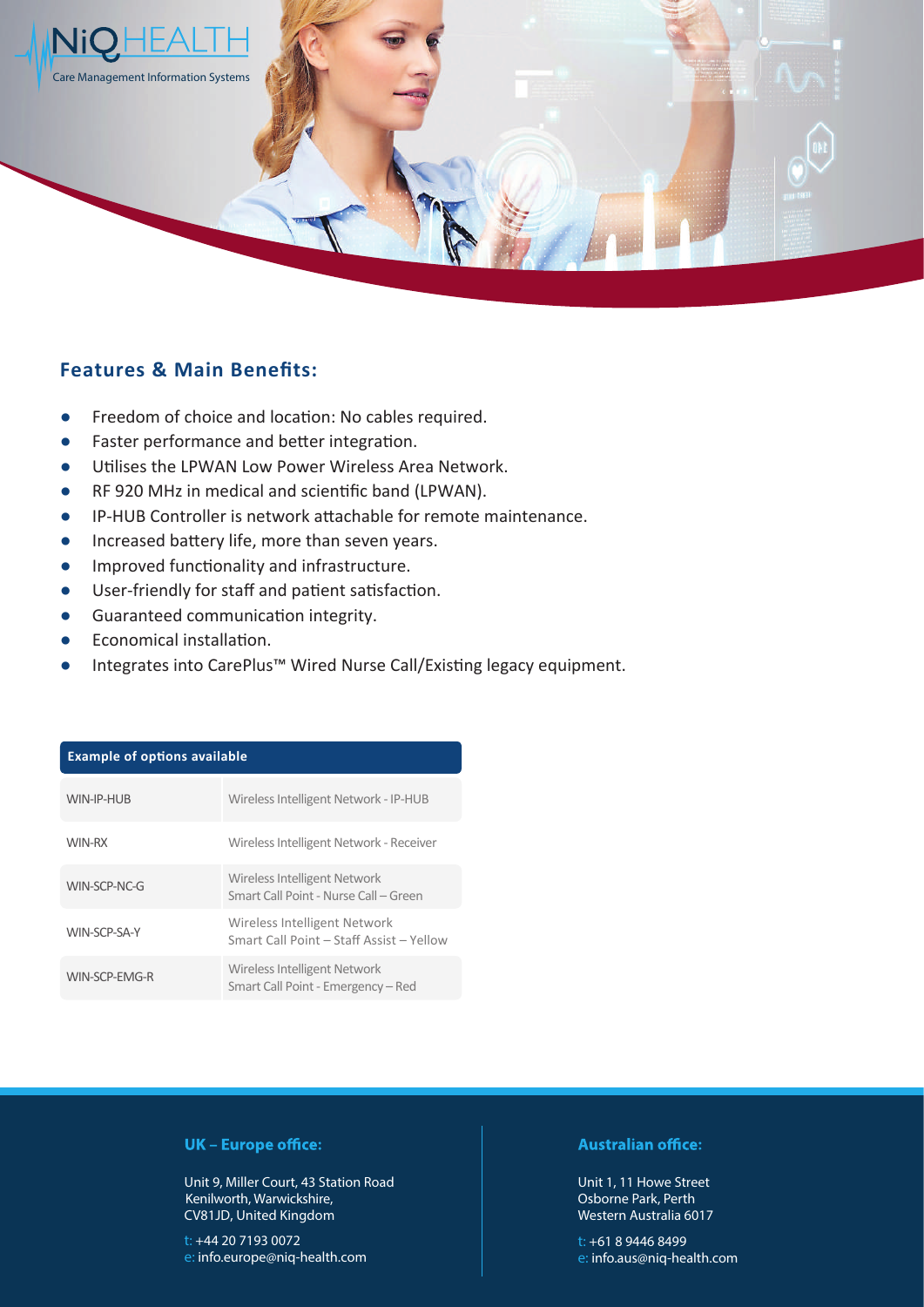NiQ HEALTH

Care Management Information Systems

## Features & Main Benefits:

- Freedom of choice and location: No cables required.
- Faster performance and better integration.
- Utilises the LPWAN Low Power Wireless Area Network.
- RF 920 MHz in medical and scientific band (LPWAN).
- IP-HUB Controller is network attachable for remote maintenance.
- Increased battery life, more than seven years.
- Improved functionality and infrastructure.
- User-friendly for staff and patient satisfaction.
- Guaranteed communication integrity.
- Economical installation.
- Integrates into CarePlus™ Wired Nurse Call/Existing legacy equipment.

| Example of options available | |
|---|---|
| WIN-IP-HUB | Wireless Intelligent Network - IP-HUB |
| WIN-RX | Wireless Intelligent Network - Receiver |
| WIN-SCP-NC-G | Wireless Intelligent Network Smart Call Point - Nurse Call – Green |
| WIN-SCP-SA-Y | Wireless Intelligent Network Smart Call Point – Staff Assist – Yellow |
| WIN-SCP-EMG-R | Wireless Intelligent Network Smart Call Point - Emergency – Red |

**UK – Europe office:**

Unit 9, Miller Court, 43 Station Road
Kenilworth, Warwickshire,
CV81JD, United Kingdom

t: +44 20 7193 0072
e: info.europe@niq-health.com

**Australian office:**

Unit 1, 11 Howe Street
Osborne Park, Perth
Western Australia 6017

t: +61 8 9446 8499
e: info.aus@niq-health.com